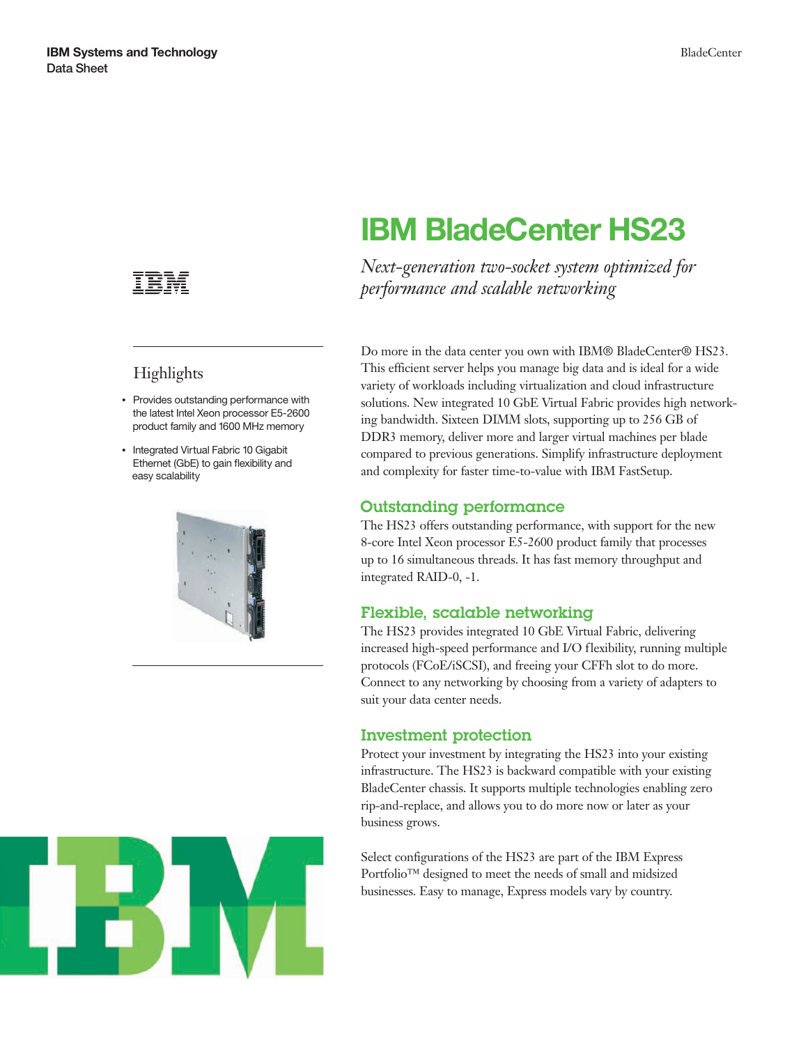**IBM Systems and Technology**
**Data Sheet**

# IBM BladeCenter HS23

*Next-generation two-socket system optimized for performance and scalable networking*

## Highlights

- Provides outstanding performance with the latest Intel Xeon processor E5-2600 product family and 1600 MHz memory
- Integrated Virtual Fabric 10 Gigabit Ethernet (GbE) to gain flexibility and easy scalability

Do more in the data center you own with IBM® BladeCenter® HS23. This efficient server helps you manage big data and is ideal for a wide variety of workloads including virtualization and cloud infrastructure solutions. New integrated 10 GbE Virtual Fabric provides high networking bandwidth. Sixteen DIMM slots, supporting up to 256 GB of DDR3 memory, deliver more and larger virtual machines per blade compared to previous generations. Simplify infrastructure deployment and complexity for faster time-to-value with IBM FastSetup.

## Outstanding performance

The HS23 offers outstanding performance, with support for the new 8-core Intel Xeon processor E5-2600 product family that processes up to 16 simultaneous threads. It has fast memory throughput and integrated RAID-0, -1.

## Flexible, scalable networking

The HS23 provides integrated 10 GbE Virtual Fabric, delivering increased high-speed performance and I/O flexibility, running multiple protocols (FCoE/iSCSI), and freeing your CFFh slot to do more. Connect to any networking by choosing from a variety of adapters to suit your data center needs.

## Investment protection

Protect your investment by integrating the HS23 into your existing infrastructure. The HS23 is backward compatible with your existing BladeCenter chassis. It supports multiple technologies enabling zero rip-and-replace, and allows you to do more now or later as your business grows.

Select configurations of the HS23 are part of the IBM Express Portfolio™ designed to meet the needs of small and midsized businesses. Easy to manage, Express models vary by country.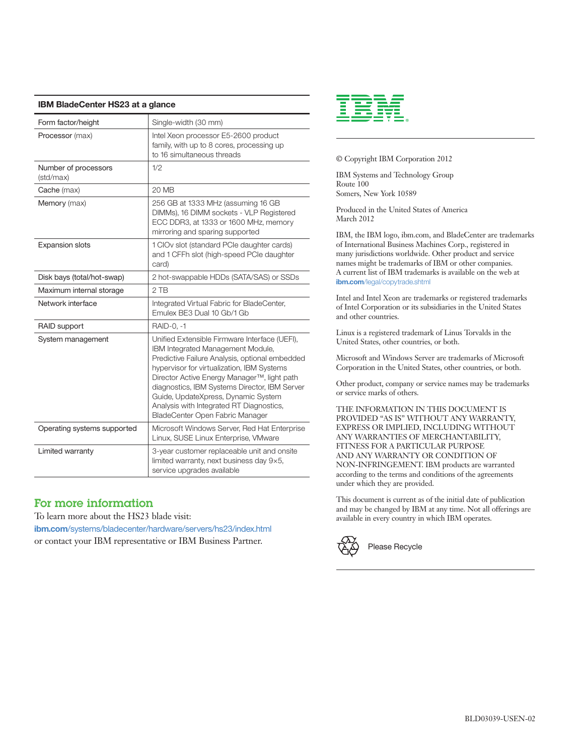| IBM BladeCenter HS23 at a glance | |
|---|---|
| Form factor/height | Single-width (30 mm) |
| Processor (max) | Intel Xeon processor E5-2600 product family, with up to 8 cores, processing up to 16 simultaneous threads |
| Number of processors (std/max) | 1/2 |
| Cache (max) | 20 MB |
| Memory (max) | 256 GB at 1333 MHz (assuming 16 GB DIMMs), 16 DIMM sockets - VLP Registered ECC DDR3, at 1333 or 1600 MHz, memory mirroring and sparing supported |
| Expansion slots | 1 CIOv slot (standard PCIe daughter cards) and 1 CFFh slot (high-speed PCIe daughter card) |
| Disk bays (total/hot-swap) | 2 hot-swappable HDDs (SATA/SAS) or SSDs |
| Maximum internal storage | 2 TB |
| Network interface | Integrated Virtual Fabric for BladeCenter, Emulex BE3 Dual 10 Gb/1 Gb |
| RAID support | RAID-0, -1 |
| System management | Unified Extensible Firmware Interface (UEFI), IBM Integrated Management Module, Predictive Failure Analysis, optional embedded hypervisor for virtualization, IBM Systems Director Active Energy Manager™, light path diagnostics, IBM Systems Director, IBM Server Guide, UpdateXpress, Dynamic System Analysis with Integrated RT Diagnostics, BladeCenter Open Fabric Manager |
| Operating systems supported | Microsoft Windows Server, Red Hat Enterprise Linux, SUSE Linux Enterprise, VMware |
| Limited warranty | 3-year customer replaceable unit and onsite limited warranty, next business day 9×5, service upgrades available |

## For more information

To learn more about the HS23 blade visit:
ibm.com/systems/bladecenter/hardware/servers/hs23/index.html
or contact your IBM representative or IBM Business Partner.

IBM

© Copyright IBM Corporation 2012

IBM Systems and Technology Group
Route 100
Somers, New York 10589

Produced in the United States of America
March 2012

IBM, the IBM logo, ibm.com, and BladeCenter are trademarks of International Business Machines Corp., registered in many jurisdictions worldwide. Other product and service names might be trademarks of IBM or other companies. A current list of IBM trademarks is available on the web at ibm.com/legal/copytrade.shtml

Intel and Intel Xeon are trademarks or registered trademarks of Intel Corporation or its subsidiaries in the United States and other countries.

Linux is a registered trademark of Linus Torvalds in the United States, other countries, or both.

Microsoft and Windows Server are trademarks of Microsoft Corporation in the United States, other countries, or both.

Other product, company or service names may be trademarks or service marks of others.

THE INFORMATION IN THIS DOCUMENT IS PROVIDED "AS IS" WITHOUT ANY WARRANTY, EXPRESS OR IMPLIED, INCLUDING WITHOUT ANY WARRANTIES OF MERCHANTABILITY, FITNESS FOR A PARTICULAR PURPOSE AND ANY WARRANTY OR CONDITION OF NON-INFRINGEMENT. IBM products are warranted according to the terms and conditions of the agreements under which they are provided.

This document is current as of the initial date of publication and may be changed by IBM at any time. Not all offerings are available in every country in which IBM operates.

Please Recycle

BLD03039-USEN-02